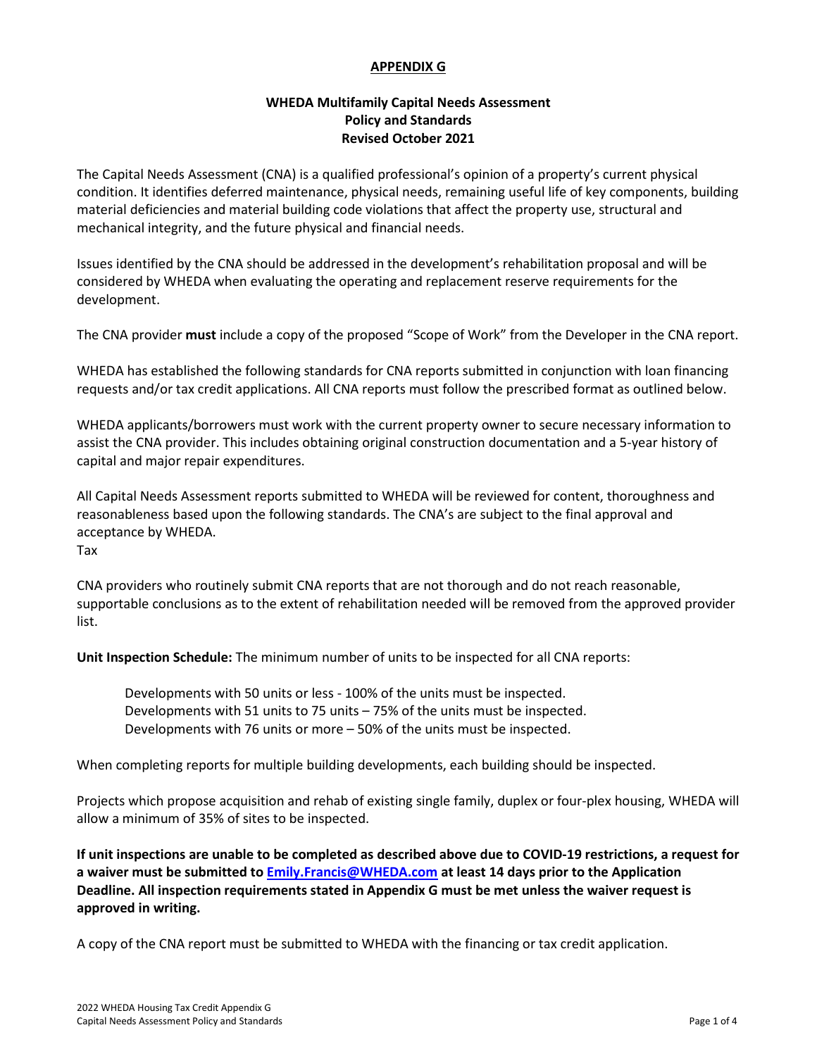**APPENDIX G**

**WHEDA Multifamily Capital Needs Assessment**
**Policy and Standards**
**Revised October 2021**

The Capital Needs Assessment (CNA) is a qualified professional's opinion of a property's current physical condition. It identifies deferred maintenance, physical needs, remaining useful life of key components, building material deficiencies and material building code violations that affect the property use, structural and mechanical integrity, and the future physical and financial needs.

Issues identified by the CNA should be addressed in the development's rehabilitation proposal and will be considered by WHEDA when evaluating the operating and replacement reserve requirements for the development.

The CNA provider **must** include a copy of the proposed "Scope of Work" from the Developer in the CNA report.

WHEDA has established the following standards for CNA reports submitted in conjunction with loan financing requests and/or tax credit applications. All CNA reports must follow the prescribed format as outlined below.

WHEDA applicants/borrowers must work with the current property owner to secure necessary information to assist the CNA provider. This includes obtaining original construction documentation and a 5-year history of capital and major repair expenditures.

All Capital Needs Assessment reports submitted to WHEDA will be reviewed for content, thoroughness and reasonableness based upon the following standards. The CNA's are subject to the final approval and acceptance by WHEDA.
Tax

CNA providers who routinely submit CNA reports that are not thorough and do not reach reasonable, supportable conclusions as to the extent of rehabilitation needed will be removed from the approved provider list.

**Unit Inspection Schedule:** The minimum number of units to be inspected for all CNA reports:

Developments with 50 units or less - 100% of the units must be inspected.
Developments with 51 units to 75 units – 75% of the units must be inspected.
Developments with 76 units or more – 50% of the units must be inspected.

When completing reports for multiple building developments, each building should be inspected.

Projects which propose acquisition and rehab of existing single family, duplex or four-plex housing, WHEDA will allow a minimum of 35% of sites to be inspected.

**If unit inspections are unable to be completed as described above due to COVID-19 restrictions, a request for a waiver must be submitted to [Emily.Francis@WHEDA.com](mailto:Emily.Francis@WHEDA.com) at least 14 days prior to the Application Deadline. All inspection requirements stated in Appendix G must be met unless the waiver request is approved in writing.**

A copy of the CNA report must be submitted to WHEDA with the financing or tax credit application.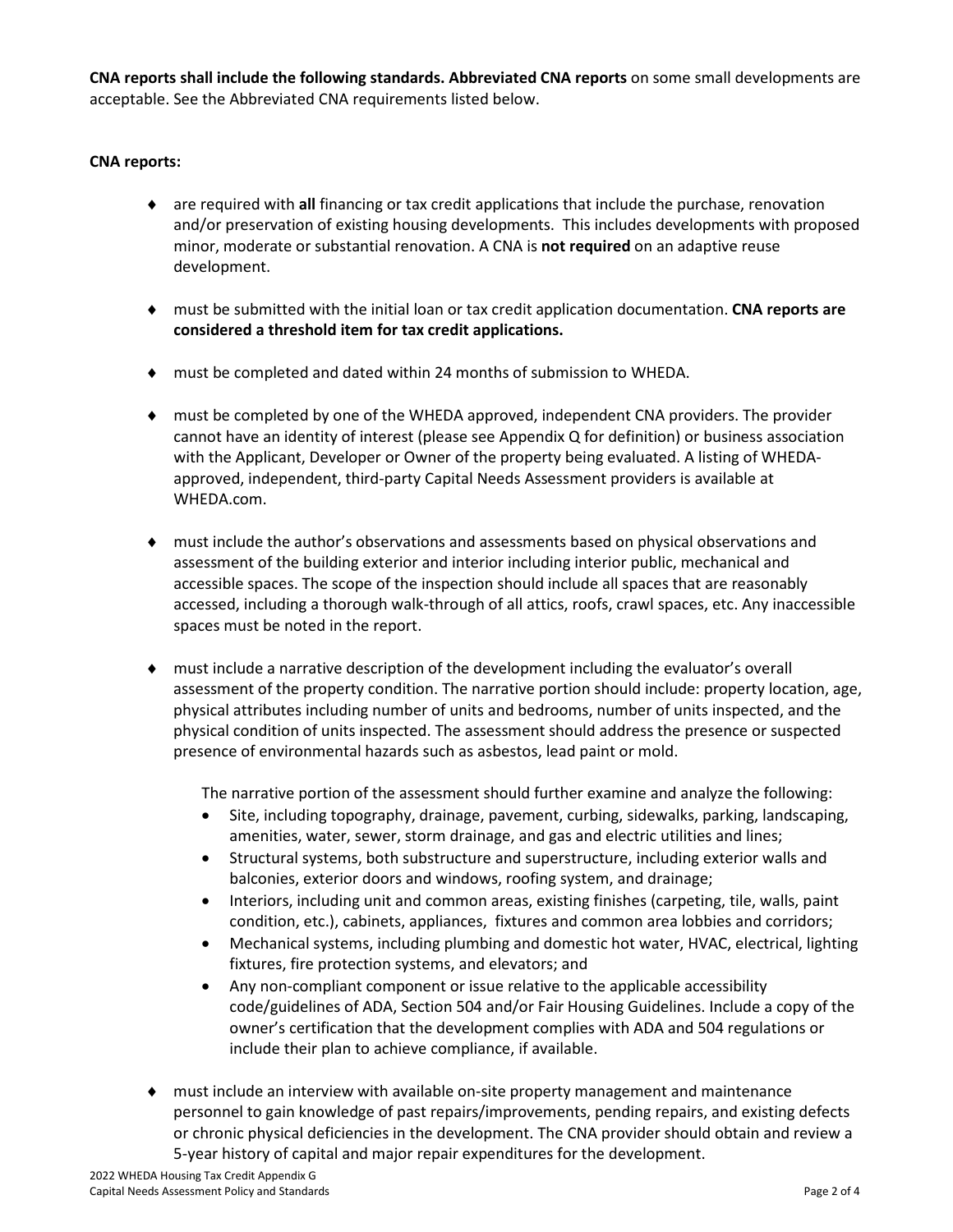**CNA reports shall include the following standards. Abbreviated CNA reports** on some small developments are acceptable. See the Abbreviated CNA requirements listed below.

**CNA reports:**

- are required with **all** financing or tax credit applications that include the purchase, renovation and/or preservation of existing housing developments. This includes developments with proposed minor, moderate or substantial renovation. A CNA is **not required** on an adaptive reuse development.

- must be submitted with the initial loan or tax credit application documentation. **CNA reports are considered a threshold item for tax credit applications.**

- must be completed and dated within 24 months of submission to WHEDA.

- must be completed by one of the WHEDA approved, independent CNA providers. The provider cannot have an identity of interest (please see Appendix Q for definition) or business association with the Applicant, Developer or Owner of the property being evaluated. A listing of WHEDA-approved, independent, third-party Capital Needs Assessment providers is available at WHEDA.com.

- must include the author's observations and assessments based on physical observations and assessment of the building exterior and interior including interior public, mechanical and accessible spaces. The scope of the inspection should include all spaces that are reasonably accessed, including a thorough walk-through of all attics, roofs, crawl spaces, etc. Any inaccessible spaces must be noted in the report.

- must include a narrative description of the development including the evaluator's overall assessment of the property condition. The narrative portion should include: property location, age, physical attributes including number of units and bedrooms, number of units inspected, and the physical condition of units inspected. The assessment should address the presence or suspected presence of environmental hazards such as asbestos, lead paint or mold.

  The narrative portion of the assessment should further examine and analyze the following:
  - Site, including topography, drainage, pavement, curbing, sidewalks, parking, landscaping, amenities, water, sewer, storm drainage, and gas and electric utilities and lines;
  - Structural systems, both substructure and superstructure, including exterior walls and balconies, exterior doors and windows, roofing system, and drainage;
  - Interiors, including unit and common areas, existing finishes (carpeting, tile, walls, paint condition, etc.), cabinets, appliances, fixtures and common area lobbies and corridors;
  - Mechanical systems, including plumbing and domestic hot water, HVAC, electrical, lighting fixtures, fire protection systems, and elevators; and
  - Any non-compliant component or issue relative to the applicable accessibility code/guidelines of ADA, Section 504 and/or Fair Housing Guidelines. Include a copy of the owner's certification that the development complies with ADA and 504 regulations or include their plan to achieve compliance, if available.

- must include an interview with available on-site property management and maintenance personnel to gain knowledge of past repairs/improvements, pending repairs, and existing defects or chronic physical deficiencies in the development. The CNA provider should obtain and review a 5-year history of capital and major repair expenditures for the development.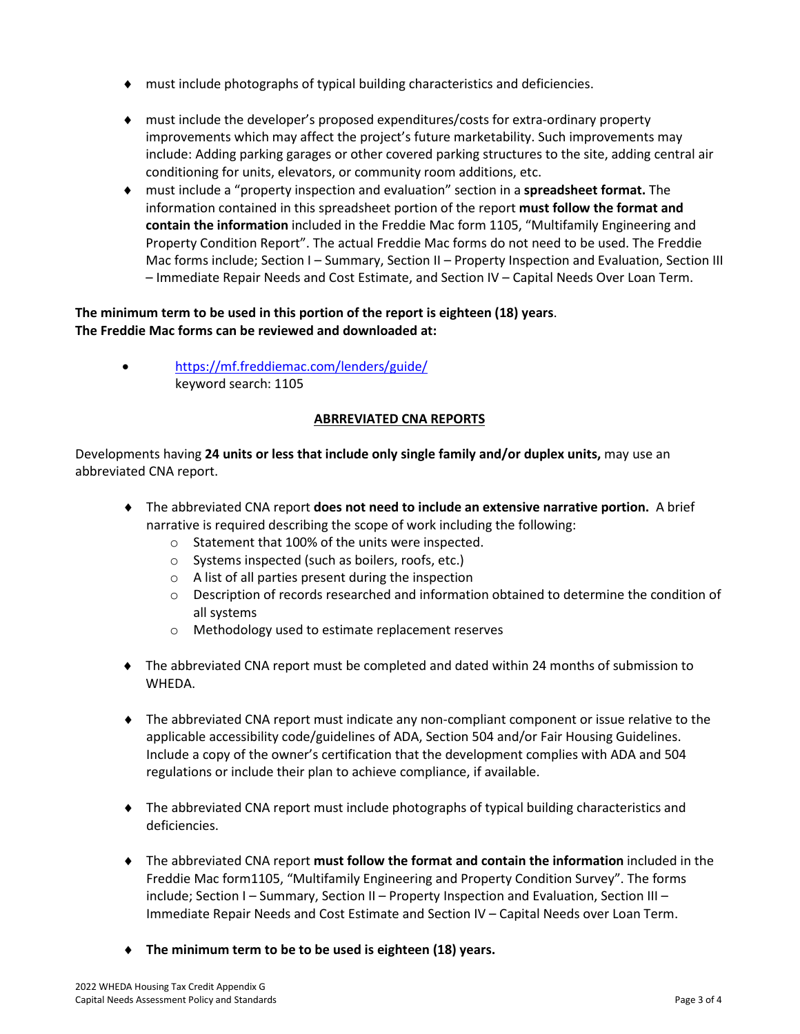- must include photographs of typical building characteristics and deficiencies.
- must include the developer's proposed expenditures/costs for extra-ordinary property improvements which may affect the project's future marketability. Such improvements may include: Adding parking garages or other covered parking structures to the site, adding central air conditioning for units, elevators, or community room additions, etc.
- must include a "property inspection and evaluation" section in a **spreadsheet format.** The information contained in this spreadsheet portion of the report **must follow the format and contain the information** included in the Freddie Mac form 1105, "Multifamily Engineering and Property Condition Report". The actual Freddie Mac forms do not need to be used. The Freddie Mac forms include; Section I – Summary, Section II – Property Inspection and Evaluation, Section III – Immediate Repair Needs and Cost Estimate, and Section IV – Capital Needs Over Loan Term.

**The minimum term to be used in this portion of the report is eighteen (18) years**.
**The Freddie Mac forms can be reviewed and downloaded at:**

- https://mf.freddiemac.com/lenders/guide/
  keyword search: 1105

**ABRREVIATED CNA REPORTS**

Developments having **24 units or less that include only single family and/or duplex units,** may use an abbreviated CNA report.

- The abbreviated CNA report **does not need to include an extensive narrative portion.** A brief narrative is required describing the scope of work including the following:
  - Statement that 100% of the units were inspected.
  - Systems inspected (such as boilers, roofs, etc.)
  - A list of all parties present during the inspection
  - Description of records researched and information obtained to determine the condition of all systems
  - Methodology used to estimate replacement reserves
- The abbreviated CNA report must be completed and dated within 24 months of submission to WHEDA.
- The abbreviated CNA report must indicate any non-compliant component or issue relative to the applicable accessibility code/guidelines of ADA, Section 504 and/or Fair Housing Guidelines. Include a copy of the owner's certification that the development complies with ADA and 504 regulations or include their plan to achieve compliance, if available.
- The abbreviated CNA report must include photographs of typical building characteristics and deficiencies.
- The abbreviated CNA report **must follow the format and contain the information** included in the Freddie Mac form1105, "Multifamily Engineering and Property Condition Survey". The forms include; Section I – Summary, Section II – Property Inspection and Evaluation, Section III – Immediate Repair Needs and Cost Estimate and Section IV – Capital Needs over Loan Term.
- **The minimum term to be to be used is eighteen (18) years.**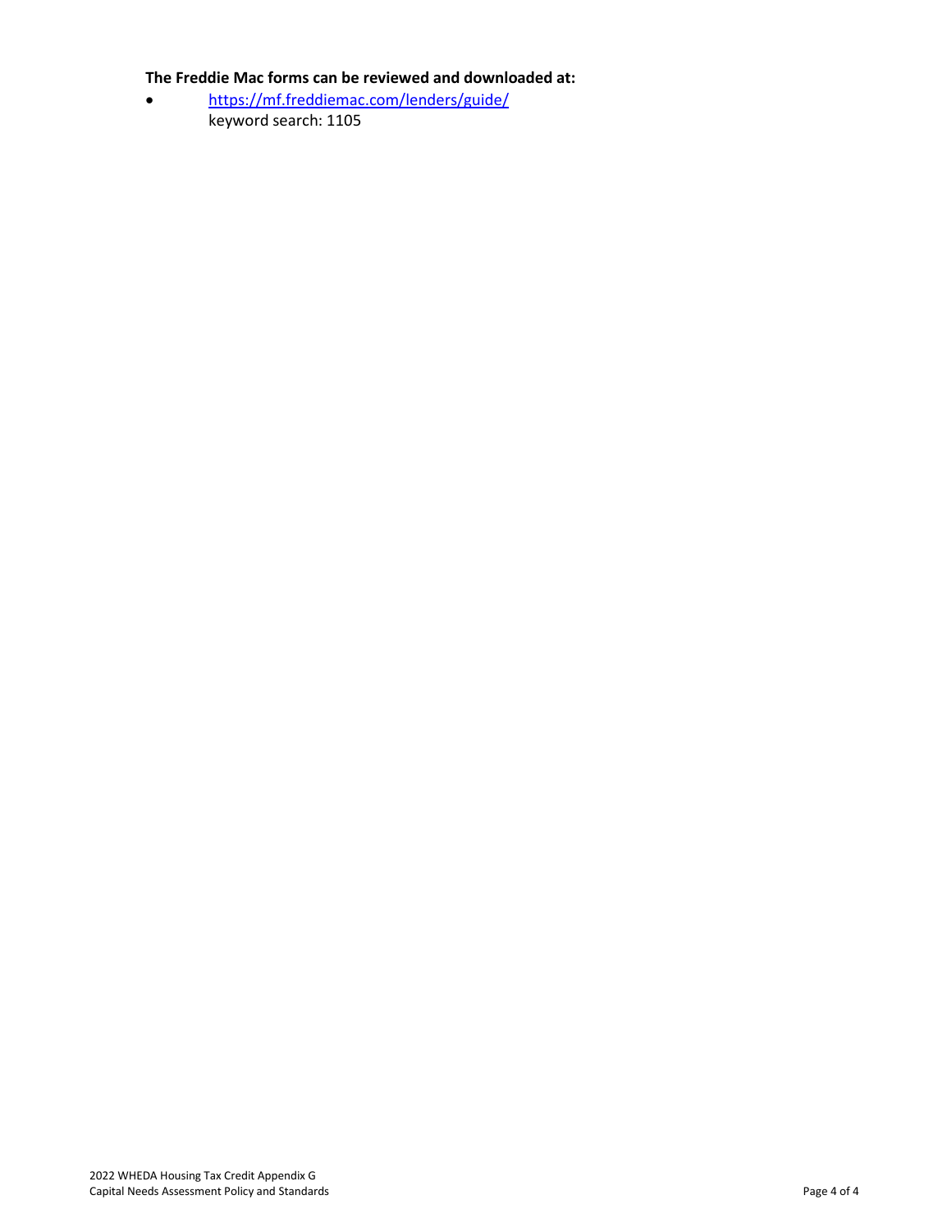**The Freddie Mac forms can be reviewed and downloaded at:**

- https://mf.freddiemac.com/lenders/guide/
  keyword search: 1105